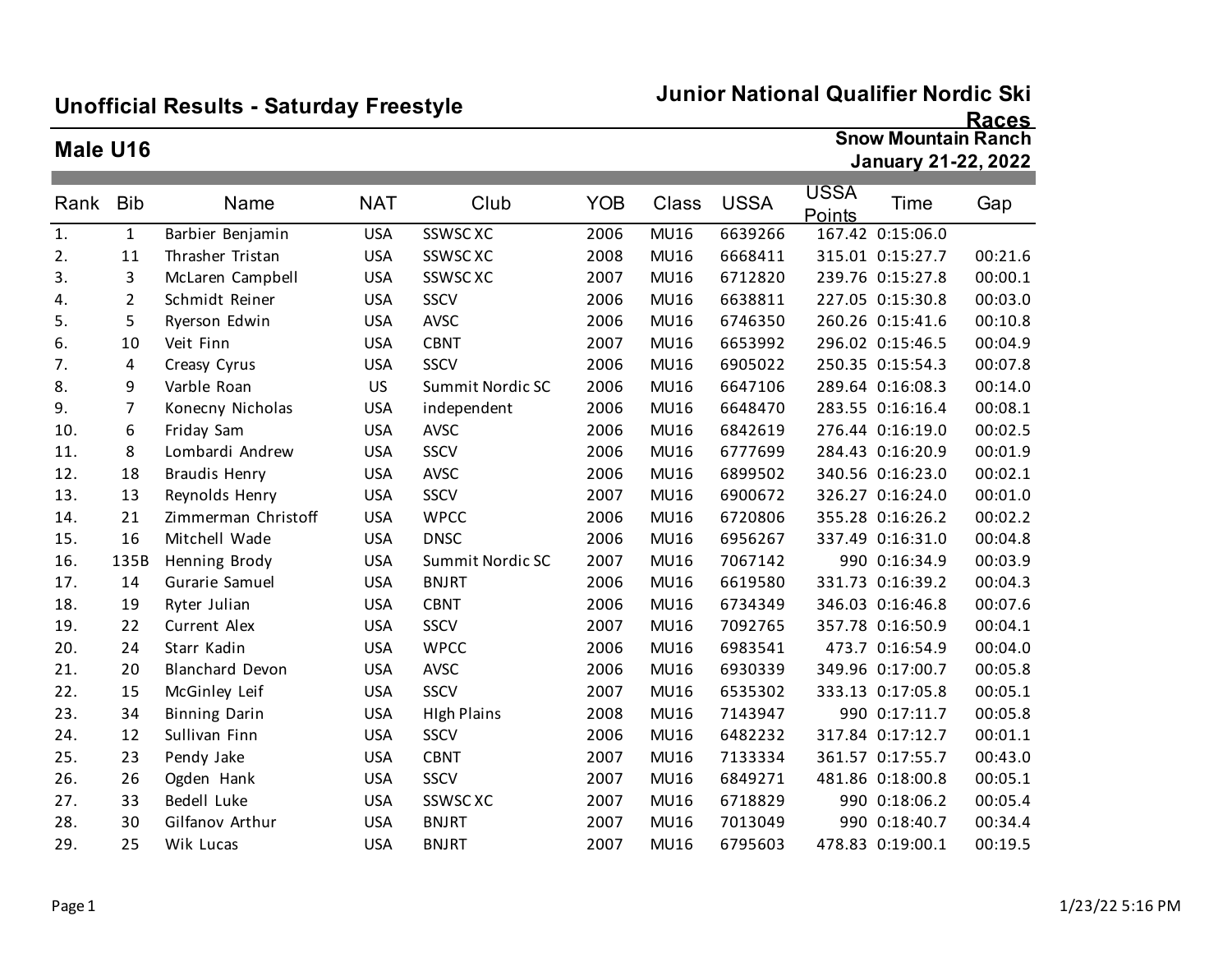# Unofficial Results - Saturday Freestyle

## Junior National Qualifier Nordic Ski Races

**Snow Mountain Ranch**
**January 21-22, 2022**

## Male U16

| Rank | Bib | Name | NAT | Club | YOB | Class | USSA | USSA Points | Time | Gap |
|---|---|---|---|---|---|---|---|---|---|---|
| 1. | 1 | Barbier Benjamin | USA | SSWSC XC | 2006 | MU16 | 6639266 | 167.42 | 0:15:06.0 | |
| 2. | 11 | Thrasher Tristan | USA | SSWSC XC | 2008 | MU16 | 6668411 | 315.01 | 0:15:27.7 | 00:21.6 |
| 3. | 3 | McLaren Campbell | USA | SSWSC XC | 2007 | MU16 | 6712820 | 239.76 | 0:15:27.8 | 00:00.1 |
| 4. | 2 | Schmidt Reiner | USA | SSCV | 2006 | MU16 | 6638811 | 227.05 | 0:15:30.8 | 00:03.0 |
| 5. | 5 | Ryerson Edwin | USA | AVSC | 2006 | MU16 | 6746350 | 260.26 | 0:15:41.6 | 00:10.8 |
| 6. | 10 | Veit Finn | USA | CBNT | 2007 | MU16 | 6653992 | 296.02 | 0:15:46.5 | 00:04.9 |
| 7. | 4 | Creasy Cyrus | USA | SSCV | 2006 | MU16 | 6905022 | 250.35 | 0:15:54.3 | 00:07.8 |
| 8. | 9 | Varble Roan | US | Summit Nordic SC | 2006 | MU16 | 6647106 | 289.64 | 0:16:08.3 | 00:14.0 |
| 9. | 7 | Konecny Nicholas | USA | independent | 2006 | MU16 | 6648470 | 283.55 | 0:16:16.4 | 00:08.1 |
| 10. | 6 | Friday Sam | USA | AVSC | 2006 | MU16 | 6842619 | 276.44 | 0:16:19.0 | 00:02.5 |
| 11. | 8 | Lombardi Andrew | USA | SSCV | 2006 | MU16 | 6777699 | 284.43 | 0:16:20.9 | 00:01.9 |
| 12. | 18 | Braudis Henry | USA | AVSC | 2006 | MU16 | 6899502 | 340.56 | 0:16:23.0 | 00:02.1 |
| 13. | 13 | Reynolds Henry | USA | SSCV | 2007 | MU16 | 6900672 | 326.27 | 0:16:24.0 | 00:01.0 |
| 14. | 21 | Zimmerman Christoff | USA | WPCC | 2006 | MU16 | 6720806 | 355.28 | 0:16:26.2 | 00:02.2 |
| 15. | 16 | Mitchell Wade | USA | DNSC | 2006 | MU16 | 6956267 | 337.49 | 0:16:31.0 | 00:04.8 |
| 16. | 135B | Henning Brody | USA | Summit Nordic SC | 2007 | MU16 | 7067142 | 990 | 0:16:34.9 | 00:03.9 |
| 17. | 14 | Gurarie Samuel | USA | BNJRT | 2006 | MU16 | 6619580 | 331.73 | 0:16:39.2 | 00:04.3 |
| 18. | 19 | Ryter Julian | USA | CBNT | 2006 | MU16 | 6734349 | 346.03 | 0:16:46.8 | 00:07.6 |
| 19. | 22 | Current Alex | USA | SSCV | 2007 | MU16 | 7092765 | 357.78 | 0:16:50.9 | 00:04.1 |
| 20. | 24 | Starr Kadin | USA | WPCC | 2006 | MU16 | 6983541 | 473.7 | 0:16:54.9 | 00:04.0 |
| 21. | 20 | Blanchard Devon | USA | AVSC | 2006 | MU16 | 6930339 | 349.96 | 0:17:00.7 | 00:05.8 |
| 22. | 15 | McGinley Leif | USA | SSCV | 2007 | MU16 | 6535302 | 333.13 | 0:17:05.8 | 00:05.1 |
| 23. | 34 | Binning Darin | USA | HIgh Plains | 2008 | MU16 | 7143947 | 990 | 0:17:11.7 | 00:05.8 |
| 24. | 12 | Sullivan Finn | USA | SSCV | 2006 | MU16 | 6482232 | 317.84 | 0:17:12.7 | 00:01.1 |
| 25. | 23 | Pendy Jake | USA | CBNT | 2007 | MU16 | 7133334 | 361.57 | 0:17:55.7 | 00:43.0 |
| 26. | 26 | Ogden Hank | USA | SSCV | 2007 | MU16 | 6849271 | 481.86 | 0:18:00.8 | 00:05.1 |
| 27. | 33 | Bedell Luke | USA | SSWSC XC | 2007 | MU16 | 6718829 | 990 | 0:18:06.2 | 00:05.4 |
| 28. | 30 | Gilfanov Arthur | USA | BNJRT | 2007 | MU16 | 7013049 | 990 | 0:18:40.7 | 00:34.4 |
| 29. | 25 | Wik Lucas | USA | BNJRT | 2007 | MU16 | 6795603 | 478.83 | 0:19:00.1 | 00:19.5 |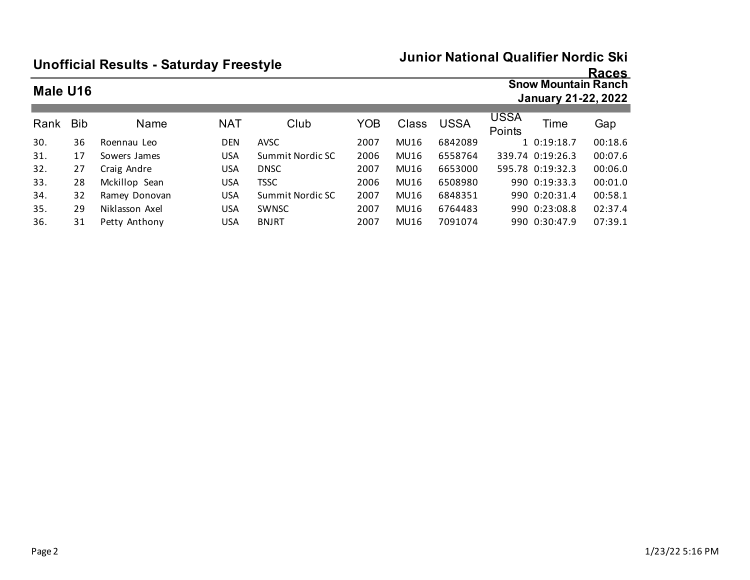## Unofficial Results - Saturday Freestyle

## Junior National Qualifier Nordic Ski Races

### Male U16

**Snow Mountain Ranch**
**January 21-22, 2022**

| Rank | Bib | Name | NAT | Club | YOB | Class | USSA | USSA Points | Time | Gap |
|---|---|---|---|---|---|---|---|---|---|---|
| 30. | 36 | Roennau Leo | DEN | AVSC | 2007 | MU16 | 6842089 | 1 | 0:19:18.7 | 00:18.6 |
| 31. | 17 | Sowers James | USA | Summit Nordic SC | 2006 | MU16 | 6558764 | 339.74 | 0:19:26.3 | 00:07.6 |
| 32. | 27 | Craig Andre | USA | DNSC | 2007 | MU16 | 6653000 | 595.78 | 0:19:32.3 | 00:06.0 |
| 33. | 28 | Mckillop Sean | USA | TSSC | 2006 | MU16 | 6508980 | 990 | 0:19:33.3 | 00:01.0 |
| 34. | 32 | Ramey Donovan | USA | Summit Nordic SC | 2007 | MU16 | 6848351 | 990 | 0:20:31.4 | 00:58.1 |
| 35. | 29 | Niklasson Axel | USA | SWNSC | 2007 | MU16 | 6764483 | 990 | 0:23:08.8 | 02:37.4 |
| 36. | 31 | Petty Anthony | USA | BNJRT | 2007 | MU16 | 7091074 | 990 | 0:30:47.9 | 07:39.1 |

1/23/22 5:16 PM